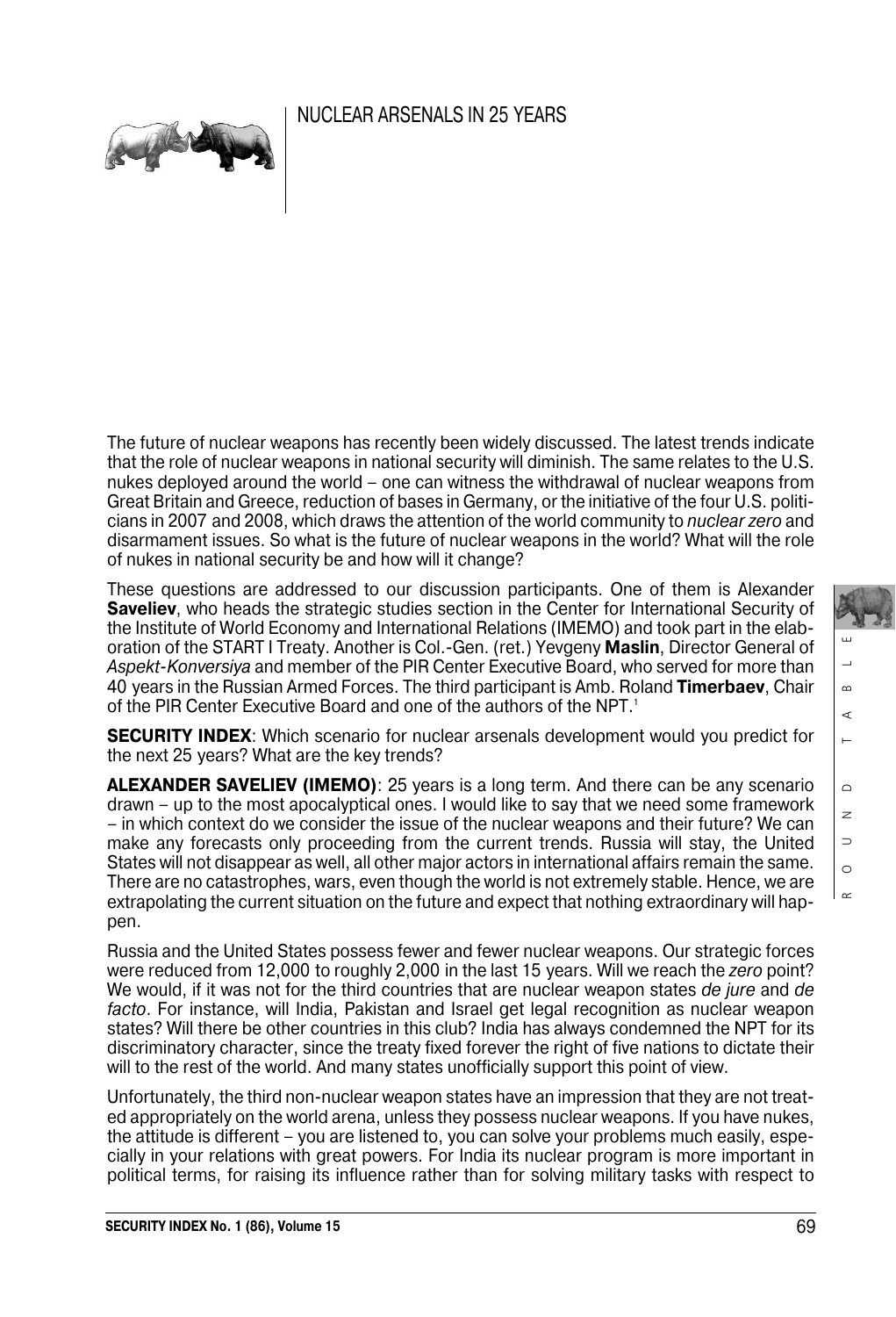# NUCLEAR ARSENALS IN 25 YEARS

The future of nuclear weapons has recently been widely discussed. The latest trends indicate that the role of nuclear weapons in national security will diminish. The same relates to the U.S. nukes deployed around the world – one can witness the withdrawal of nuclear weapons from Great Britain and Greece, reduction of bases in Germany, or the initiative of the four U.S. politicians in 2007 and 2008, which draws the attention of the world community to *nuclear zero* and disarmament issues. So what is the future of nuclear weapons in the world? What will the role of nukes in national security be and how will it change?

These questions are addressed to our discussion participants. One of them is Alexander **Saveliev**, who heads the strategic studies section in the Center for International Security of the Institute of World Economy and International Relations (IMEMO) and took part in the elaboration of the START I Treaty. Another is Col.-Gen. (ret.) Yevgeny **Maslin**, Director General of *Aspekt-Konversiya* and member of the PIR Center Executive Board, who served for more than 40 years in the Russian Armed Forces. The third participant is Amb. Roland **Timerbaev**, Chair of the PIR Center Executive Board and one of the authors of the NPT.[1]

**SECURITY INDEX**: Which scenario for nuclear arsenals development would you predict for the next 25 years? What are the key trends?

**ALEXANDER SAVELIEV (IMEMO)**: 25 years is a long term. And there can be any scenario drawn – up to the most apocalyptical ones. I would like to say that we need some framework – in which context do we consider the issue of the nuclear weapons and their future? We can make any forecasts only proceeding from the current trends. Russia will stay, the United States will not disappear as well, all other major actors in international affairs remain the same. There are no catastrophes, wars, even though the world is not extremely stable. Hence, we are extrapolating the current situation on the future and expect that nothing extraordinary will happen.

Russia and the United States possess fewer and fewer nuclear weapons. Our strategic forces were reduced from 12,000 to roughly 2,000 in the last 15 years. Will we reach the *zero* point? We would, if it was not for the third countries that are nuclear weapon states *de jure* and *de facto*. For instance, will India, Pakistan and Israel get legal recognition as nuclear weapon states? Will there be other countries in this club? India has always condemned the NPT for its discriminatory character, since the treaty fixed forever the right of five nations to dictate their will to the rest of the world. And many states unofficially support this point of view.

Unfortunately, the third non-nuclear weapon states have an impression that they are not treated appropriately on the world arena, unless they possess nuclear weapons. If you have nukes, the attitude is different – you are listened to, you can solve your problems much easily, especially in your relations with great powers. For India its nuclear program is more important in political terms, for raising its influence rather than for solving military tasks with respect to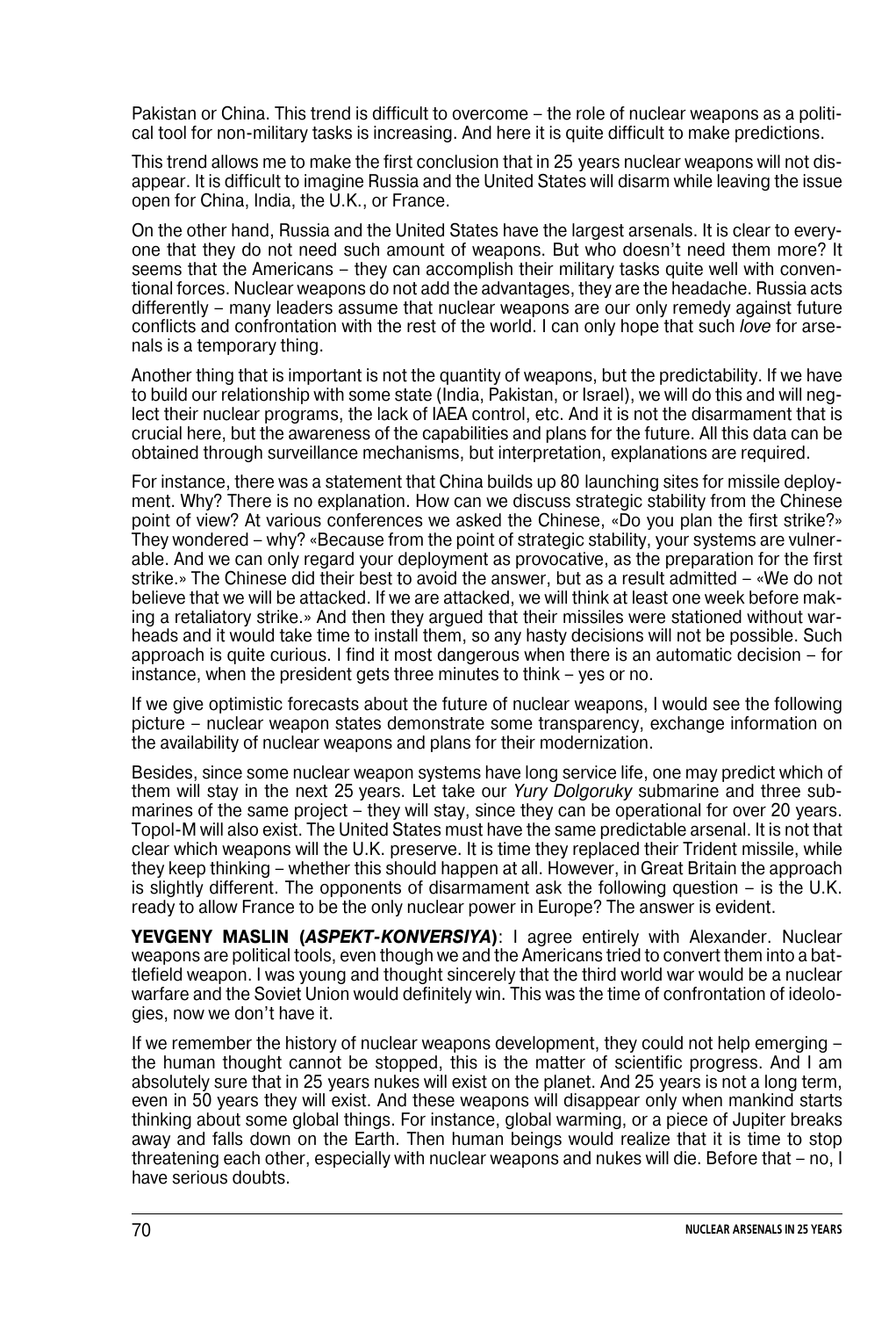Pakistan or China. This trend is difficult to overcome – the role of nuclear weapons as a political tool for non-military tasks is increasing. And here it is quite difficult to make predictions.

This trend allows me to make the first conclusion that in 25 years nuclear weapons will not disappear. It is difficult to imagine Russia and the United States will disarm while leaving the issue open for China, India, the U.K., or France.

On the other hand, Russia and the United States have the largest arsenals. It is clear to everyone that they do not need such amount of weapons. But who doesn't need them more? It seems that the Americans – they can accomplish their military tasks quite well with conventional forces. Nuclear weapons do not add the advantages, they are the headache. Russia acts differently – many leaders assume that nuclear weapons are our only remedy against future conflicts and confrontation with the rest of the world. I can only hope that such *love* for arsenals is a temporary thing.

Another thing that is important is not the quantity of weapons, but the predictability. If we have to build our relationship with some state (India, Pakistan, or Israel), we will do this and will neglect their nuclear programs, the lack of IAEA control, etc. And it is not the disarmament that is crucial here, but the awareness of the capabilities and plans for the future. All this data can be obtained through surveillance mechanisms, but interpretation, explanations are required.

For instance, there was a statement that China builds up 80 launching sites for missile deployment. Why? There is no explanation. How can we discuss strategic stability from the Chinese point of view? At various conferences we asked the Chinese, «Do you plan the first strike?» They wondered – why? «Because from the point of strategic stability, your systems are vulnerable. And we can only regard your deployment as provocative, as the preparation for the first strike.» The Chinese did their best to avoid the answer, but as a result admitted – «We do not believe that we will be attacked. If we are attacked, we will think at least one week before making a retaliatory strike.» And then they argued that their missiles were stationed without warheads and it would take time to install them, so any hasty decisions will not be possible. Such approach is quite curious. I find it most dangerous when there is an automatic decision – for instance, when the president gets three minutes to think – yes or no.

If we give optimistic forecasts about the future of nuclear weapons, I would see the following picture – nuclear weapon states demonstrate some transparency, exchange information on the availability of nuclear weapons and plans for their modernization.

Besides, since some nuclear weapon systems have long service life, one may predict which of them will stay in the next 25 years. Let take our *Yury Dolgoruky* submarine and three submarines of the same project – they will stay, since they can be operational for over 20 years. Topol-M will also exist. The United States must have the same predictable arsenal. It is not that clear which weapons will the U.K. preserve. It is time they replaced their Trident missile, while they keep thinking – whether this should happen at all. However, in Great Britain the approach is slightly different. The opponents of disarmament ask the following question – is the U.K. ready to allow France to be the only nuclear power in Europe? The answer is evident.

**YEVGENY MASLIN (*ASPEKT-KONVERSIYA*)**: I agree entirely with Alexander. Nuclear weapons are political tools, even though we and the Americans tried to convert them into a battlefield weapon. I was young and thought sincerely that the third world war would be a nuclear warfare and the Soviet Union would definitely win. This was the time of confrontation of ideologies, now we don't have it.

If we remember the history of nuclear weapons development, they could not help emerging – the human thought cannot be stopped, this is the matter of scientific progress. And I am absolutely sure that in 25 years nukes will exist on the planet. And 25 years is not a long term, even in 50 years they will exist. And these weapons will disappear only when mankind starts thinking about some global things. For instance, global warming, or a piece of Jupiter breaks away and falls down on the Earth. Then human beings would realize that it is time to stop threatening each other, especially with nuclear weapons and nukes will die. Before that – no, I have serious doubts.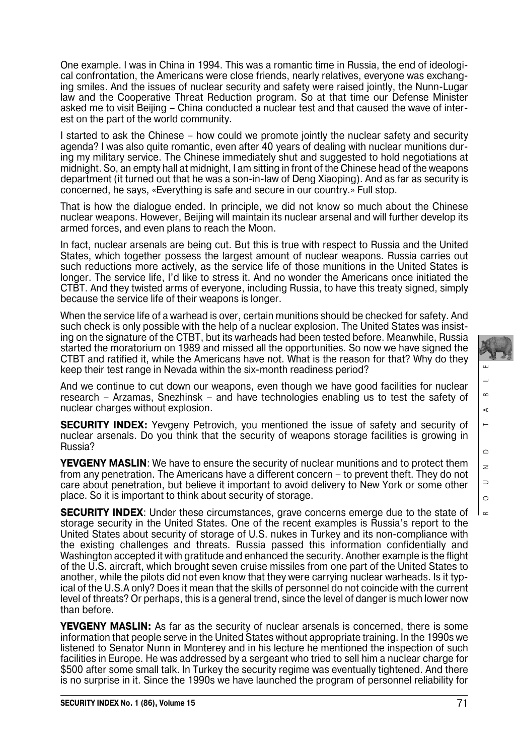One example. I was in China in 1994. This was a romantic time in Russia, the end of ideological confrontation, the Americans were close friends, nearly relatives, everyone was exchanging smiles. And the issues of nuclear security and safety were raised jointly, the Nunn-Lugar law and the Cooperative Threat Reduction program. So at that time our Defense Minister asked me to visit Beijing – China conducted a nuclear test and that caused the wave of interest on the part of the world community.

I started to ask the Chinese – how could we promote jointly the nuclear safety and security agenda? I was also quite romantic, even after 40 years of dealing with nuclear munitions during my military service. The Chinese immediately shut and suggested to hold negotiations at midnight. So, an empty hall at midnight, I am sitting in front of the Chinese head of the weapons department (it turned out that he was a son-in-law of Deng Xiaoping). And as far as security is concerned, he says, «Everything is safe and secure in our country.» Full stop.

That is how the dialogue ended. In principle, we did not know so much about the Chinese nuclear weapons. However, Beijing will maintain its nuclear arsenal and will further develop its armed forces, and even plans to reach the Moon.

In fact, nuclear arsenals are being cut. But this is true with respect to Russia and the United States, which together possess the largest amount of nuclear weapons. Russia carries out such reductions more actively, as the service life of those munitions in the United States is longer. The service life, I'd like to stress it. And no wonder the Americans once initiated the CTBT. And they twisted arms of everyone, including Russia, to have this treaty signed, simply because the service life of their weapons is longer.

When the service life of a warhead is over, certain munitions should be checked for safety. And such check is only possible with the help of a nuclear explosion. The United States was insisting on the signature of the CTBT, but its warheads had been tested before. Meanwhile, Russia started the moratorium on 1989 and missed all the opportunities. So now we have signed the CTBT and ratified it, while the Americans have not. What is the reason for that? Why do they keep their test range in Nevada within the six-month readiness period?

And we continue to cut down our weapons, even though we have good facilities for nuclear research – Arzamas, Snezhinsk – and have technologies enabling us to test the safety of nuclear charges without explosion.

**SECURITY INDEX:** Yevgeny Petrovich, you mentioned the issue of safety and security of nuclear arsenals. Do you think that the security of weapons storage facilities is growing in Russia?

**YEVGENY MASLIN**: We have to ensure the security of nuclear munitions and to protect them from any penetration. The Americans have a different concern – to prevent theft. They do not care about penetration, but believe it important to avoid delivery to New York or some other place. So it is important to think about security of storage.

**SECURITY INDEX**: Under these circumstances, grave concerns emerge due to the state of storage security in the United States. One of the recent examples is Russia's report to the United States about security of storage of U.S. nukes in Turkey and its non-compliance with the existing challenges and threats. Russia passed this information confidentially and Washington accepted it with gratitude and enhanced the security. Another example is the flight of the U.S. aircraft, which brought seven cruise missiles from one part of the United States to another, while the pilots did not even know that they were carrying nuclear warheads. Is it typical of the U.S.A only? Does it mean that the skills of personnel do not coincide with the current level of threats? Or perhaps, this is a general trend, since the level of danger is much lower now than before.

**YEVGENY MASLIN:** As far as the security of nuclear arsenals is concerned, there is some information that people serve in the United States without appropriate training. In the 1990s we listened to Senator Nunn in Monterey and in his lecture he mentioned the inspection of such facilities in Europe. He was addressed by a sergeant who tried to sell him a nuclear charge for \$500 after some small talk. In Turkey the security regime was eventually tightened. And there is no surprise in it. Since the 1990s we have launched the program of personnel reliability for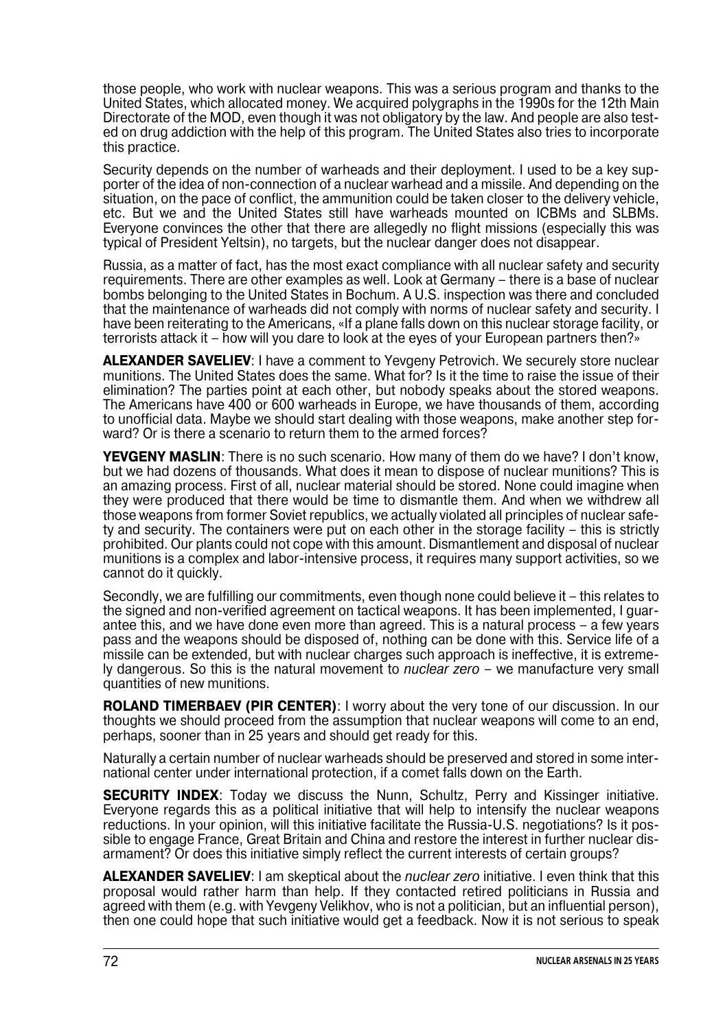those people, who work with nuclear weapons. This was a serious program and thanks to the United States, which allocated money. We acquired polygraphs in the 1990s for the 12th Main Directorate of the MOD, even though it was not obligatory by the law. And people are also tested on drug addiction with the help of this program. The United States also tries to incorporate this practice.

Security depends on the number of warheads and their deployment. I used to be a key supporter of the idea of non-connection of a nuclear warhead and a missile. And depending on the situation, on the pace of conflict, the ammunition could be taken closer to the delivery vehicle, etc. But we and the United States still have warheads mounted on ICBMs and SLBMs. Everyone convinces the other that there are allegedly no flight missions (especially this was typical of President Yeltsin), no targets, but the nuclear danger does not disappear.

Russia, as a matter of fact, has the most exact compliance with all nuclear safety and security requirements. There are other examples as well. Look at Germany – there is a base of nuclear bombs belonging to the United States in Bochum. A U.S. inspection was there and concluded that the maintenance of warheads did not comply with norms of nuclear safety and security. I have been reiterating to the Americans, «If a plane falls down on this nuclear storage facility, or terrorists attack it – how will you dare to look at the eyes of your European partners then?»

**ALEXANDER SAVELIEV**: I have a comment to Yevgeny Petrovich. We securely store nuclear munitions. The United States does the same. What for? Is it the time to raise the issue of their elimination? The parties point at each other, but nobody speaks about the stored weapons. The Americans have 400 or 600 warheads in Europe, we have thousands of them, according to unofficial data. Maybe we should start dealing with those weapons, make another step forward? Or is there a scenario to return them to the armed forces?

**YEVGENY MASLIN**: There is no such scenario. How many of them do we have? I don't know, but we had dozens of thousands. What does it mean to dispose of nuclear munitions? This is an amazing process. First of all, nuclear material should be stored. None could imagine when they were produced that there would be time to dismantle them. And when we withdrew all those weapons from former Soviet republics, we actually violated all principles of nuclear safety and security. The containers were put on each other in the storage facility – this is strictly prohibited. Our plants could not cope with this amount. Dismantlement and disposal of nuclear munitions is a complex and labor-intensive process, it requires many support activities, so we cannot do it quickly.

Secondly, we are fulfilling our commitments, even though none could believe it – this relates to the signed and non-verified agreement on tactical weapons. It has been implemented, I guarantee this, and we have done even more than agreed. This is a natural process – a few years pass and the weapons should be disposed of, nothing can be done with this. Service life of a missile can be extended, but with nuclear charges such approach is ineffective, it is extremely dangerous. So this is the natural movement to *nuclear zero* – we manufacture very small quantities of new munitions.

**ROLAND TIMERBAEV (PIR CENTER)**: I worry about the very tone of our discussion. In our thoughts we should proceed from the assumption that nuclear weapons will come to an end, perhaps, sooner than in 25 years and should get ready for this.

Naturally a certain number of nuclear warheads should be preserved and stored in some international center under international protection, if a comet falls down on the Earth.

**SECURITY INDEX**: Today we discuss the Nunn, Schultz, Perry and Kissinger initiative. Everyone regards this as a political initiative that will help to intensify the nuclear weapons reductions. In your opinion, will this initiative facilitate the Russia-U.S. negotiations? Is it possible to engage France, Great Britain and China and restore the interest in further nuclear disarmament? Or does this initiative simply reflect the current interests of certain groups?

**ALEXANDER SAVELIEV**: I am skeptical about the *nuclear zero* initiative. I even think that this proposal would rather harm than help. If they contacted retired politicians in Russia and agreed with them (e.g. with Yevgeny Velikhov, who is not a politician, but an influential person), then one could hope that such initiative would get a feedback. Now it is not serious to speak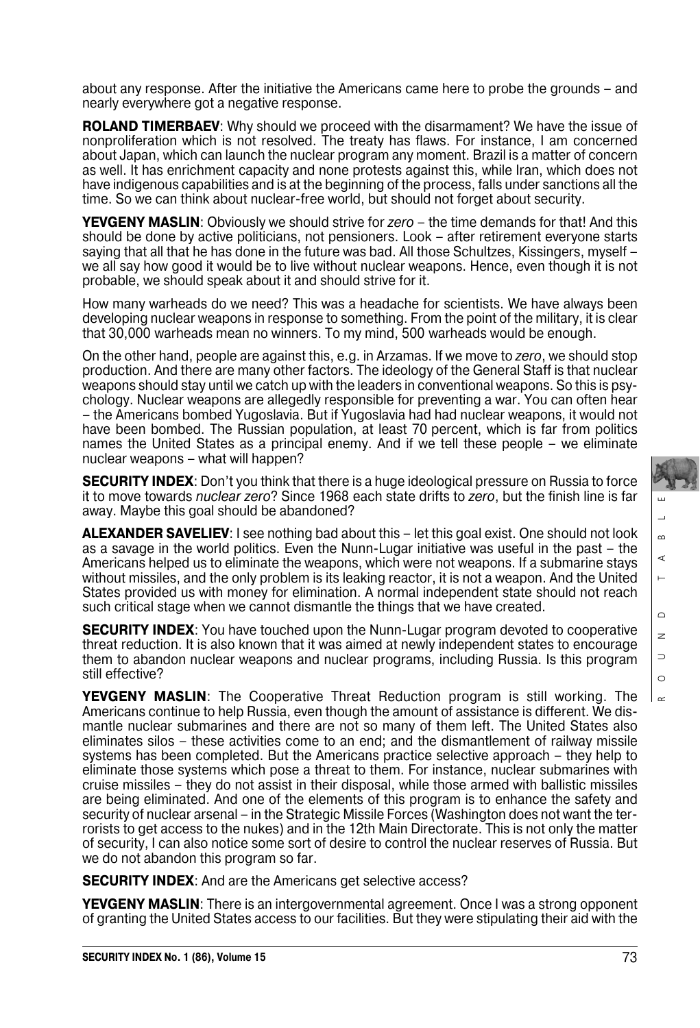about any response. After the initiative the Americans came here to probe the grounds – and nearly everywhere got a negative response.

**ROLAND TIMERBAEV**: Why should we proceed with the disarmament? We have the issue of nonproliferation which is not resolved. The treaty has flaws. For instance, I am concerned about Japan, which can launch the nuclear program any moment. Brazil is a matter of concern as well. It has enrichment capacity and none protests against this, while Iran, which does not have indigenous capabilities and is at the beginning of the process, falls under sanctions all the time. So we can think about nuclear-free world, but should not forget about security.

**YEVGENY MASLIN**: Obviously we should strive for *zero* – the time demands for that! And this should be done by active politicians, not pensioners. Look – after retirement everyone starts saying that all that he has done in the future was bad. All those Schultzes, Kissingers, myself – we all say how good it would be to live without nuclear weapons. Hence, even though it is not probable, we should speak about it and should strive for it.

How many warheads do we need? This was a headache for scientists. We have always been developing nuclear weapons in response to something. From the point of the military, it is clear that 30,000 warheads mean no winners. To my mind, 500 warheads would be enough.

On the other hand, people are against this, e.g. in Arzamas. If we move to *zero*, we should stop production. And there are many other factors. The ideology of the General Staff is that nuclear weapons should stay until we catch up with the leaders in conventional weapons. So this is psychology. Nuclear weapons are allegedly responsible for preventing a war. You can often hear – the Americans bombed Yugoslavia. But if Yugoslavia had had nuclear weapons, it would not have been bombed. The Russian population, at least 70 percent, which is far from politics names the United States as a principal enemy. And if we tell these people – we eliminate nuclear weapons – what will happen?

**SECURITY INDEX**: Don't you think that there is a huge ideological pressure on Russia to force it to move towards *nuclear zero*? Since 1968 each state drifts to *zero*, but the finish line is far away. Maybe this goal should be abandoned?

**ALEXANDER SAVELIEV**: I see nothing bad about this – let this goal exist. One should not look as a savage in the world politics. Even the Nunn-Lugar initiative was useful in the past – the Americans helped us to eliminate the weapons, which were not weapons. If a submarine stays without missiles, and the only problem is its leaking reactor, it is not a weapon. And the United States provided us with money for elimination. A normal independent state should not reach such critical stage when we cannot dismantle the things that we have created.

**SECURITY INDEX**: You have touched upon the Nunn-Lugar program devoted to cooperative threat reduction. It is also known that it was aimed at newly independent states to encourage them to abandon nuclear weapons and nuclear programs, including Russia. Is this program still effective?

**YEVGENY MASLIN**: The Cooperative Threat Reduction program is still working. The Americans continue to help Russia, even though the amount of assistance is different. We dismantle nuclear submarines and there are not so many of them left. The United States also eliminates silos – these activities come to an end; and the dismantlement of railway missile systems has been completed. But the Americans practice selective approach – they help to eliminate those systems which pose a threat to them. For instance, nuclear submarines with cruise missiles – they do not assist in their disposal, while those armed with ballistic missiles are being eliminated. And one of the elements of this program is to enhance the safety and security of nuclear arsenal – in the Strategic Missile Forces (Washington does not want the terrorists to get access to the nukes) and in the 12th Main Directorate. This is not only the matter of security, I can also notice some sort of desire to control the nuclear reserves of Russia. But we do not abandon this program so far.

**SECURITY INDEX**: And are the Americans get selective access?

**YEVGENY MASLIN**: There is an intergovernmental agreement. Once I was a strong opponent of granting the United States access to our facilities. But they were stipulating their aid with the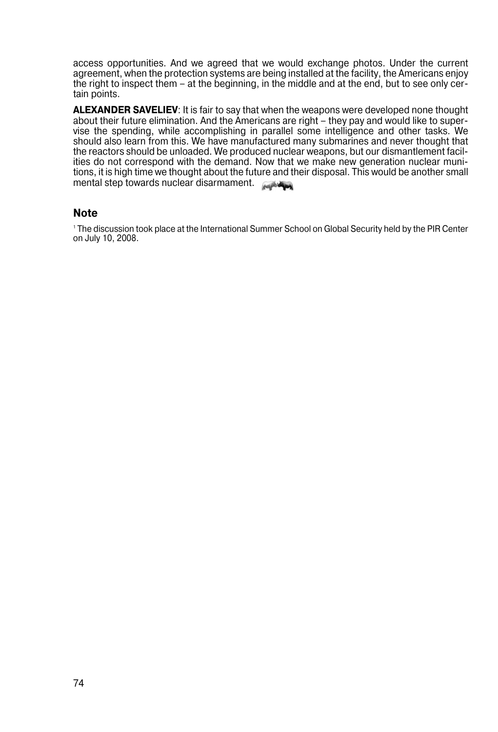access opportunities. And we agreed that we would exchange photos. Under the current agreement, when the protection systems are being installed at the facility, the Americans enjoy the right to inspect them – at the beginning, in the middle and at the end, but to see only certain points.

**ALEXANDER SAVELIEV**: It is fair to say that when the weapons were developed none thought about their future elimination. And the Americans are right – they pay and would like to supervise the spending, while accomplishing in parallel some intelligence and other tasks. We should also learn from this. We have manufactured many submarines and never thought that the reactors should be unloaded. We produced nuclear weapons, but our dismantlement facilities do not correspond with the demand. Now that we make new generation nuclear munitions, it is high time we thought about the future and their disposal. This would be another small mental step towards nuclear disarmament.

## Note

[1] The discussion took place at the International Summer School on Global Security held by the PIR Center on July 10, 2008.